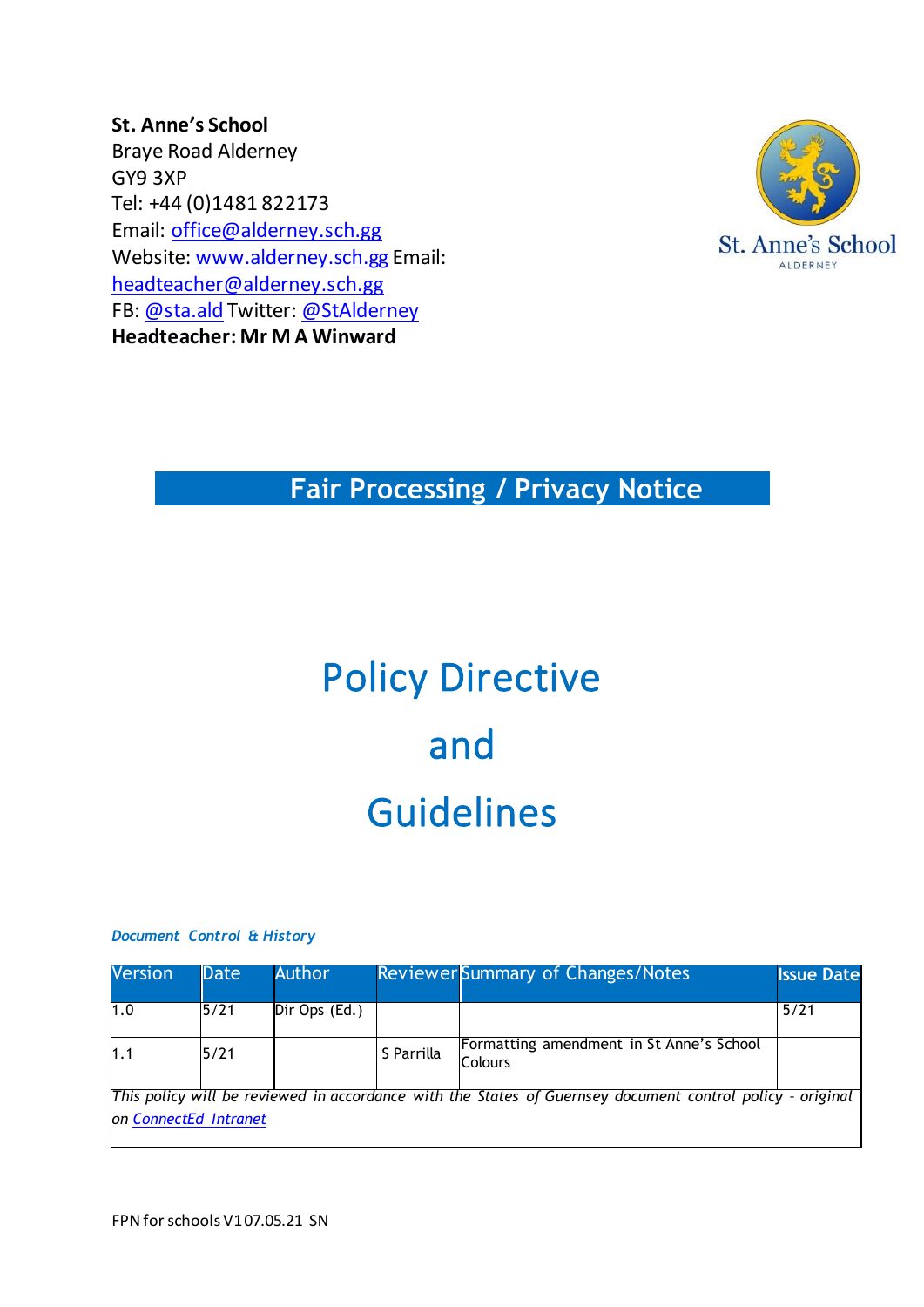**St. Anne's School**
Braye Road Alderney
GY9 3XP
Tel: +44 (0)1481 822173
Email: office@alderney.sch.gg
Website: www.alderney.sch.gg Email:
headteacher@alderney.sch.gg
FB: @sta.ald Twitter: @StAlderney
**Headteacher: Mr M A Winward**

St. Anne's School
ALDERNEY

## Fair Processing / Privacy Notice

# Policy Directive

# and

# Guidelines

***Document Control & History***

| Version | Date | Author | Reviewer | Summary of Changes/Notes | Issue Date |
|---|---|---|---|---|---|
| 1.0 | 5/21 | Dir Ops (Ed.) | | | 5/21 |
| 1.1 | 5/21 | | S Parrilla | Formatting amendment in St Anne's School Colours | |
| *This policy will be reviewed in accordance with the States of Guernsey document control policy - original on ConnectEd Intranet* | | | | | |

FPN for schools V1 07.05.21 SN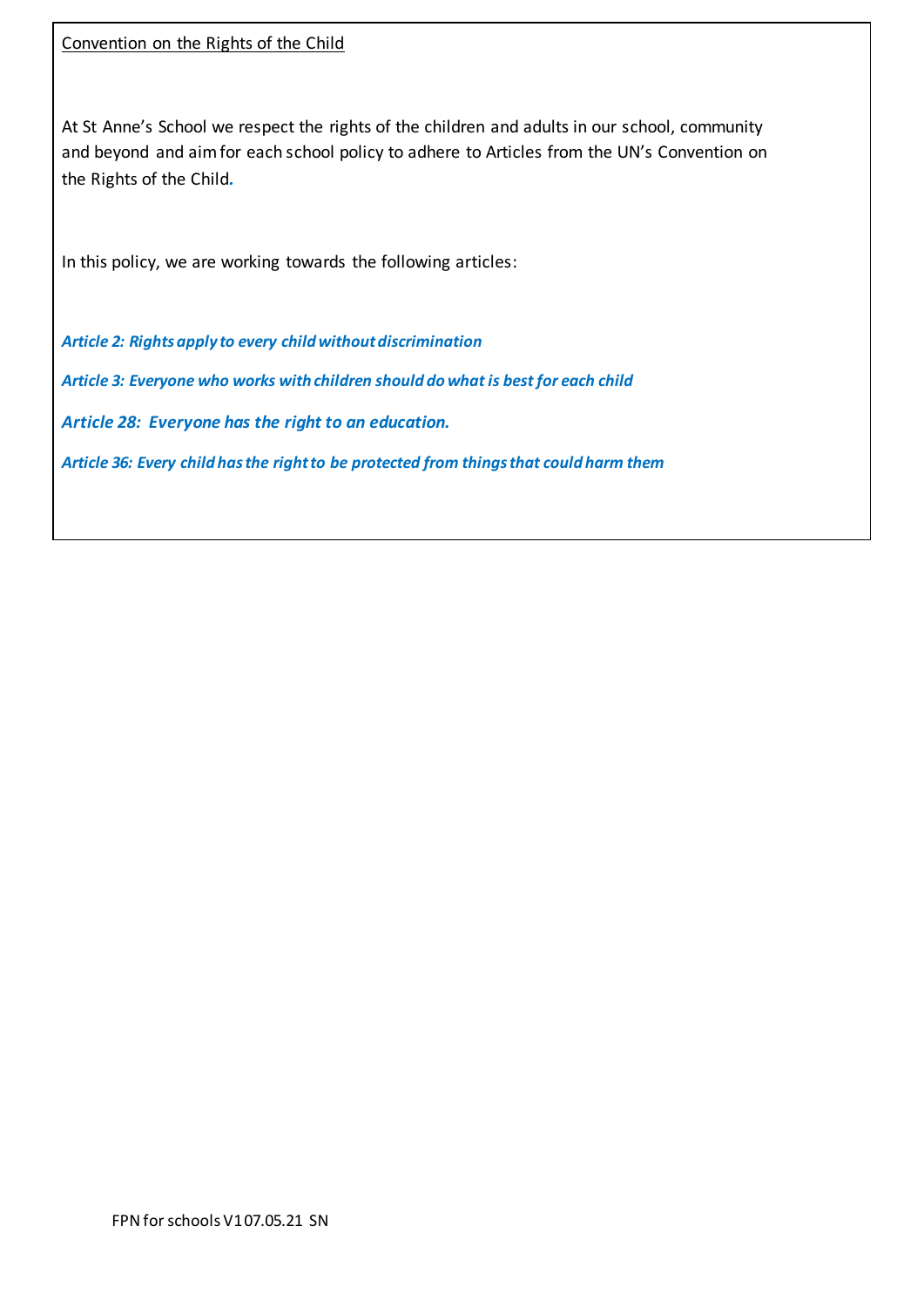Convention on the Rights of the Child

At St Anne's School we respect the rights of the children and adults in our school, community and beyond and aim for each school policy to adhere to Articles from the UN's Convention on the Rights of the Child.

In this policy, we are working towards the following articles:

***Article 2: Rights apply to every child without discrimination***

***Article 3: Everyone who works with children should do what is best for each child***

***Article 28: Everyone has the right to an education.***

***Article 36: Every child has the right to be protected from things that could harm them***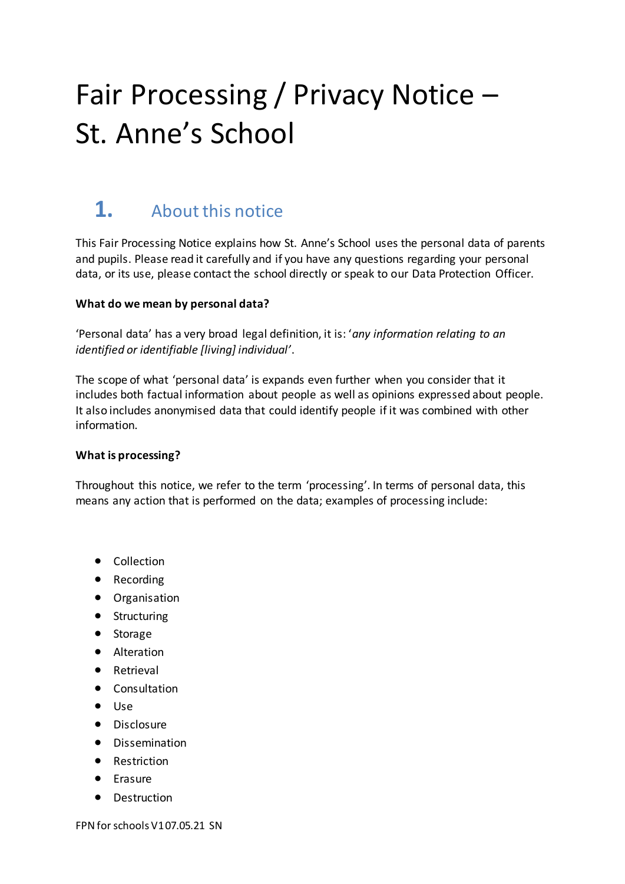# Fair Processing / Privacy Notice – St. Anne's School

## 1. About this notice

This Fair Processing Notice explains how St. Anne's School uses the personal data of parents and pupils. Please read it carefully and if you have any questions regarding your personal data, or its use, please contact the school directly or speak to our Data Protection Officer.

**What do we mean by personal data?**

'Personal data' has a very broad legal definition, it is: '*any information relating to an identified or identifiable [living] individual*'.

The scope of what 'personal data' is expands even further when you consider that it includes both factual information about people as well as opinions expressed about people. It also includes anonymised data that could identify people if it was combined with other information.

**What is processing?**

Throughout this notice, we refer to the term 'processing'. In terms of personal data, this means any action that is performed on the data; examples of processing include:

- Collection
- Recording
- Organisation
- Structuring
- Storage
- Alteration
- Retrieval
- Consultation
- Use
- Disclosure
- Dissemination
- Restriction
- Erasure
- Destruction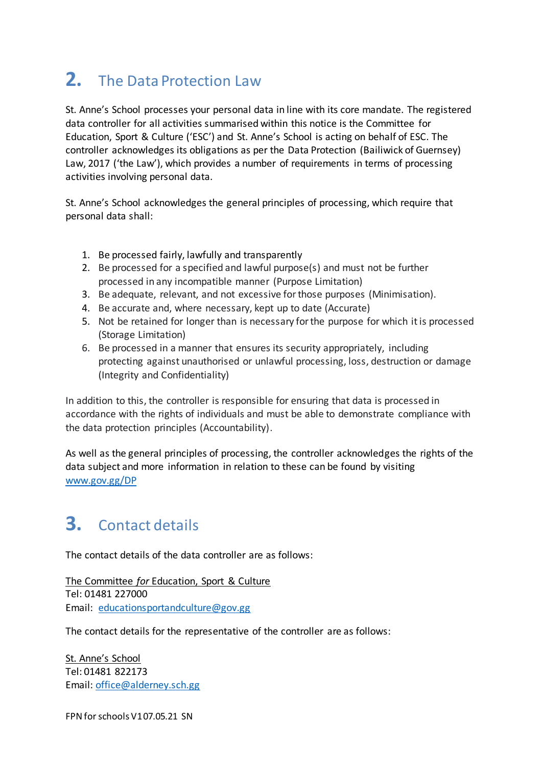## 2. The Data Protection Law

St. Anne's School processes your personal data in line with its core mandate. The registered data controller for all activities summarised within this notice is the Committee for Education, Sport & Culture ('ESC') and St. Anne's School is acting on behalf of ESC. The controller acknowledges its obligations as per the Data Protection (Bailiwick of Guernsey) Law, 2017 ('the Law'), which provides a number of requirements in terms of processing activities involving personal data.

St. Anne's School acknowledges the general principles of processing, which require that personal data shall:

1. Be processed fairly, lawfully and transparently
2. Be processed for a specified and lawful purpose(s) and must not be further processed in any incompatible manner (Purpose Limitation)
3. Be adequate, relevant, and not excessive for those purposes (Minimisation).
4. Be accurate and, where necessary, kept up to date (Accurate)
5. Not be retained for longer than is necessary for the purpose for which it is processed (Storage Limitation)
6. Be processed in a manner that ensures its security appropriately, including protecting against unauthorised or unlawful processing, loss, destruction or damage (Integrity and Confidentiality)

In addition to this, the controller is responsible for ensuring that data is processed in accordance with the rights of individuals and must be able to demonstrate compliance with the data protection principles (Accountability).

As well as the general principles of processing, the controller acknowledges the rights of the data subject and more information in relation to these can be found by visiting [www.gov.gg/DP](www.gov.gg/DP)

## 3. Contact details

The contact details of the data controller are as follows:

The Committee *for* Education, Sport & Culture
Tel: 01481 227000
Email: [educationsportandculture@gov.gg](mailto:educationsportandculture@gov.gg)

The contact details for the representative of the controller are as follows:

St. Anne's School
Tel: 01481 822173
Email: [office@alderney.sch.gg](mailto:office@alderney.sch.gg)

FPN for schools V1 07.05.21 SN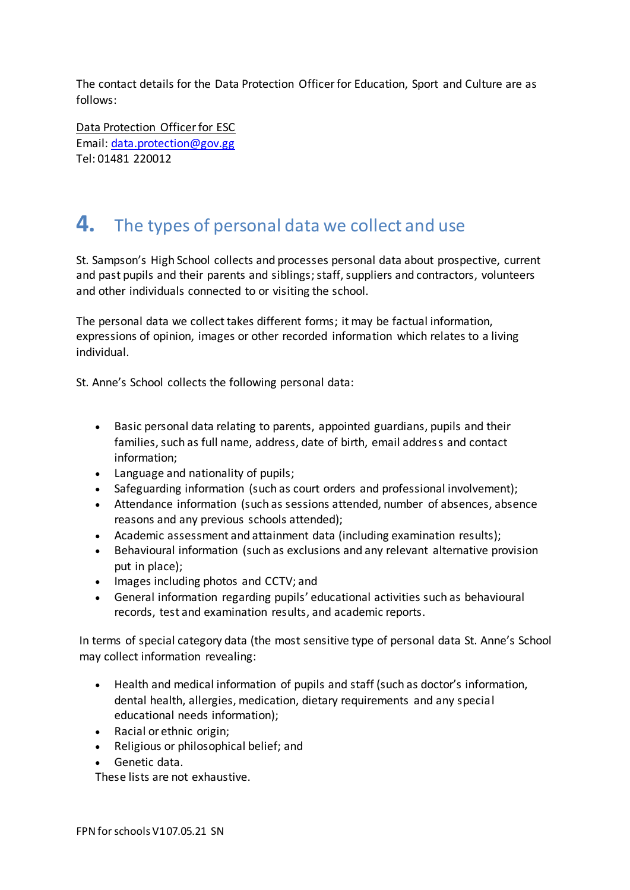The contact details for the Data Protection Officer for Education, Sport and Culture are as follows:

Data Protection Officer for ESC
Email: [data.protection@gov.gg](mailto:data.protection@gov.gg)
Tel: 01481 220012

## 4. The types of personal data we collect and use

St. Sampson's High School collects and processes personal data about prospective, current and past pupils and their parents and siblings; staff, suppliers and contractors, volunteers and other individuals connected to or visiting the school.

The personal data we collect takes different forms; it may be factual information, expressions of opinion, images or other recorded information which relates to a living individual.

St. Anne's School collects the following personal data:

- Basic personal data relating to parents, appointed guardians, pupils and their families, such as full name, address, date of birth, email address and contact information;
- Language and nationality of pupils;
- Safeguarding information (such as court orders and professional involvement);
- Attendance information (such as sessions attended, number of absences, absence reasons and any previous schools attended);
- Academic assessment and attainment data (including examination results);
- Behavioural information (such as exclusions and any relevant alternative provision put in place);
- Images including photos and CCTV; and
- General information regarding pupils' educational activities such as behavioural records, test and examination results, and academic reports.

In terms of special category data (the most sensitive type of personal data St. Anne's School may collect information revealing:

- Health and medical information of pupils and staff (such as doctor's information, dental health, allergies, medication, dietary requirements and any special educational needs information);
- Racial or ethnic origin;
- Religious or philosophical belief; and
- Genetic data.

These lists are not exhaustive.

FPN for schools V1 07.05.21 SN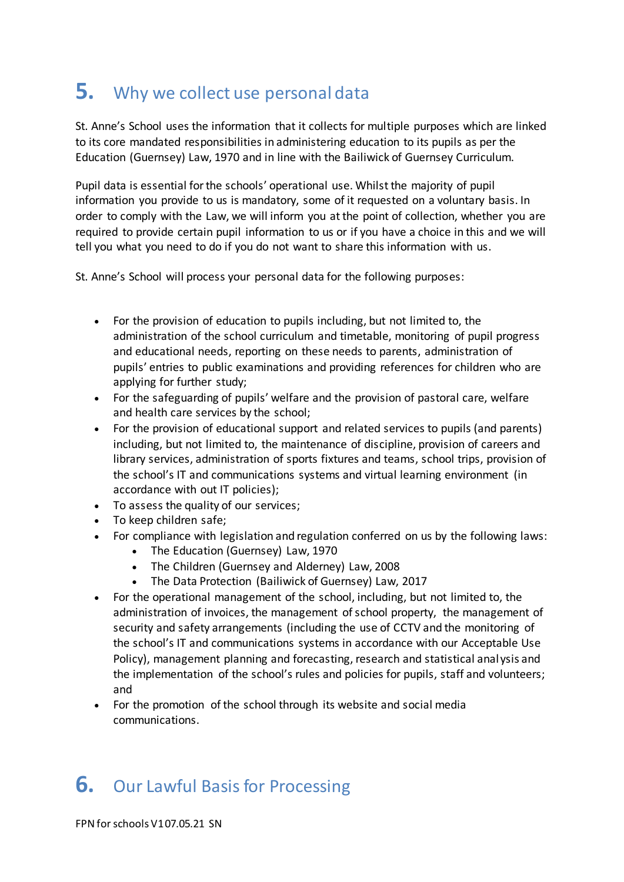## 5. Why we collect use personal data

St. Anne's School uses the information that it collects for multiple purposes which are linked to its core mandated responsibilities in administering education to its pupils as per the Education (Guernsey) Law, 1970 and in line with the Bailiwick of Guernsey Curriculum.

Pupil data is essential for the schools' operational use. Whilst the majority of pupil information you provide to us is mandatory, some of it requested on a voluntary basis. In order to comply with the Law, we will inform you at the point of collection, whether you are required to provide certain pupil information to us or if you have a choice in this and we will tell you what you need to do if you do not want to share this information with us.

St. Anne's School will process your personal data for the following purposes:

- For the provision of education to pupils including, but not limited to, the administration of the school curriculum and timetable, monitoring of pupil progress and educational needs, reporting on these needs to parents, administration of pupils' entries to public examinations and providing references for children who are applying for further study;
- For the safeguarding of pupils' welfare and the provision of pastoral care, welfare and health care services by the school;
- For the provision of educational support and related services to pupils (and parents) including, but not limited to, the maintenance of discipline, provision of careers and library services, administration of sports fixtures and teams, school trips, provision of the school's IT and communications systems and virtual learning environment (in accordance with out IT policies);
- To assess the quality of our services;
- To keep children safe;
- For compliance with legislation and regulation conferred on us by the following laws:
    - The Education (Guernsey) Law, 1970
    - The Children (Guernsey and Alderney) Law, 2008
    - The Data Protection (Bailiwick of Guernsey) Law, 2017
- For the operational management of the school, including, but not limited to, the administration of invoices, the management of school property, the management of security and safety arrangements (including the use of CCTV and the monitoring of the school's IT and communications systems in accordance with our Acceptable Use Policy), management planning and forecasting, research and statistical analysis and the implementation of the school's rules and policies for pupils, staff and volunteers; and
- For the promotion of the school through its website and social media communications.

## 6. Our Lawful Basis for Processing

FPN for schools V1 07.05.21 SN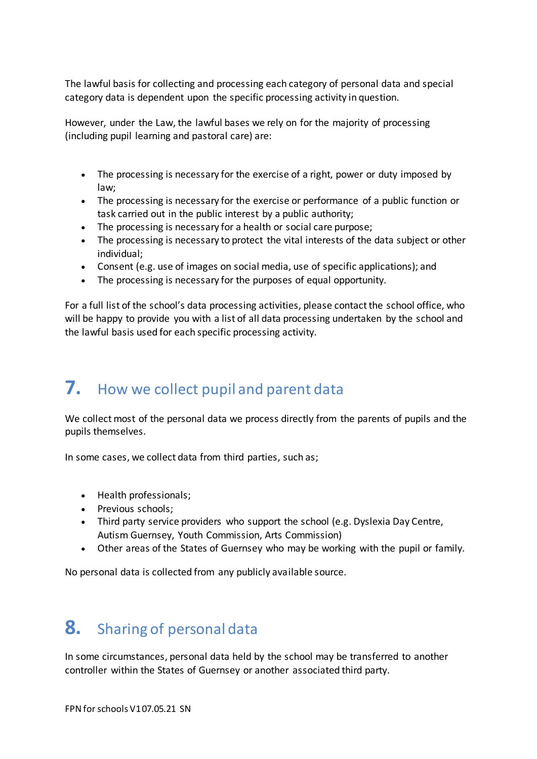The lawful basis for collecting and processing each category of personal data and special category data is dependent upon the specific processing activity in question.

However, under the Law, the lawful bases we rely on for the majority of processing (including pupil learning and pastoral care) are:

- The processing is necessary for the exercise of a right, power or duty imposed by law;
- The processing is necessary for the exercise or performance of a public function or task carried out in the public interest by a public authority;
- The processing is necessary for a health or social care purpose;
- The processing is necessary to protect the vital interests of the data subject or other individual;
- Consent (e.g. use of images on social media, use of specific applications); and
- The processing is necessary for the purposes of equal opportunity.

For a full list of the school's data processing activities, please contact the school office, who will be happy to provide you with a list of all data processing undertaken by the school and the lawful basis used for each specific processing activity.

## 7. How we collect pupil and parent data

We collect most of the personal data we process directly from the parents of pupils and the pupils themselves.

In some cases, we collect data from third parties, such as;

- Health professionals;
- Previous schools;
- Third party service providers who support the school (e.g. Dyslexia Day Centre, Autism Guernsey, Youth Commission, Arts Commission)
- Other areas of the States of Guernsey who may be working with the pupil or family.

No personal data is collected from any publicly available source.

## 8. Sharing of personal data

In some circumstances, personal data held by the school may be transferred to another controller within the States of Guernsey or another associated third party.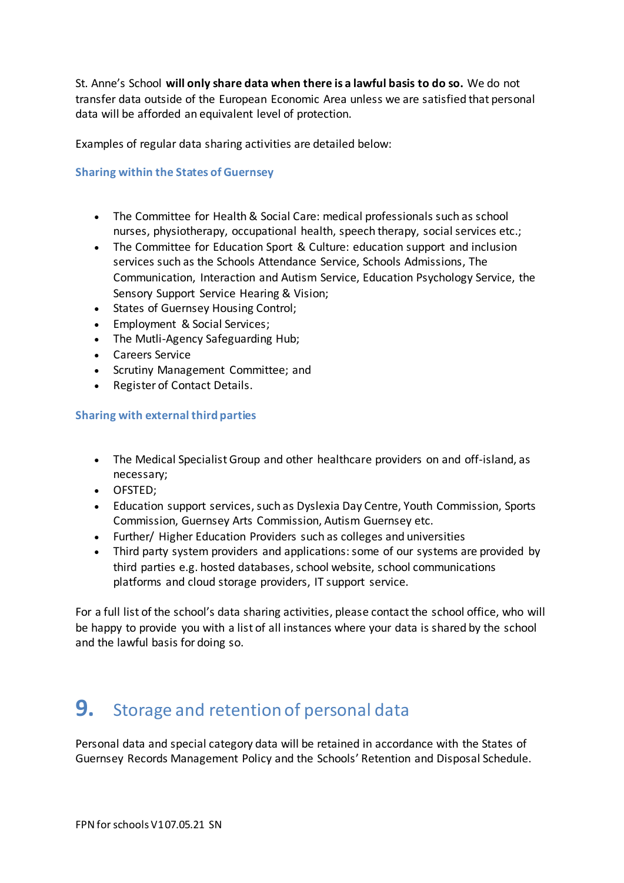St. Anne's School **will only share data when there is a lawful basis to do so.** We do not transfer data outside of the European Economic Area unless we are satisfied that personal data will be afforded an equivalent level of protection.

Examples of regular data sharing activities are detailed below:

### Sharing within the States of Guernsey

- The Committee for Health & Social Care: medical professionals such as school nurses, physiotherapy, occupational health, speech therapy, social services etc.;
- The Committee for Education Sport & Culture: education support and inclusion services such as the Schools Attendance Service, Schools Admissions, The Communication, Interaction and Autism Service, Education Psychology Service, the Sensory Support Service Hearing & Vision;
- States of Guernsey Housing Control;
- Employment & Social Services;
- The Mutli-Agency Safeguarding Hub;
- Careers Service
- Scrutiny Management Committee; and
- Register of Contact Details.

### Sharing with external third parties

- The Medical Specialist Group and other healthcare providers on and off-island, as necessary;
- OFSTED;
- Education support services, such as Dyslexia Day Centre, Youth Commission, Sports Commission, Guernsey Arts Commission, Autism Guernsey etc.
- Further/ Higher Education Providers such as colleges and universities
- Third party system providers and applications: some of our systems are provided by third parties e.g. hosted databases, school website, school communications platforms and cloud storage providers, IT support service.

For a full list of the school's data sharing activities, please contact the school office, who will be happy to provide you with a list of all instances where your data is shared by the school and the lawful basis for doing so.

## 9. Storage and retention of personal data

Personal data and special category data will be retained in accordance with the States of Guernsey Records Management Policy and the Schools' Retention and Disposal Schedule.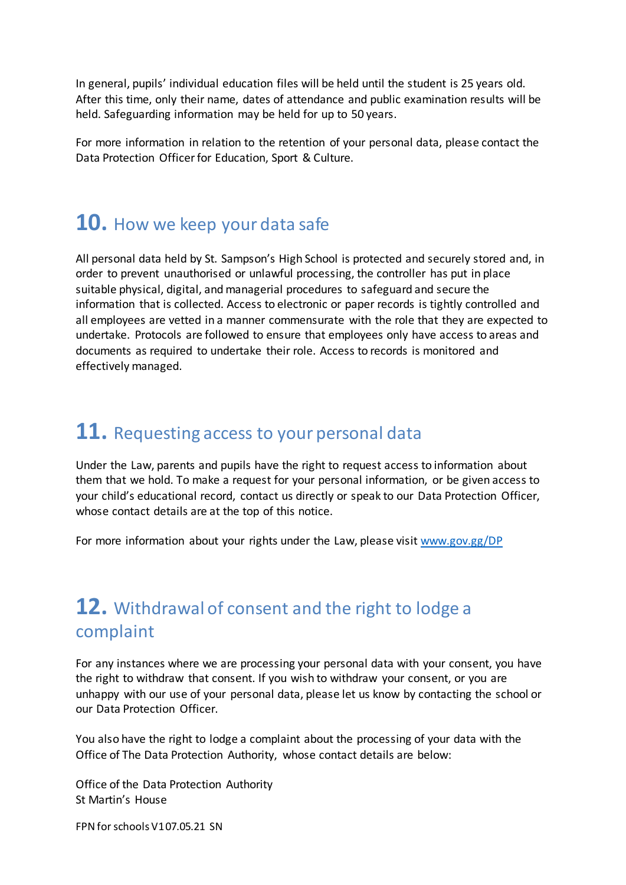In general, pupils' individual education files will be held until the student is 25 years old. After this time, only their name, dates of attendance and public examination results will be held. Safeguarding information may be held for up to 50 years.

For more information in relation to the retention of your personal data, please contact the Data Protection Officer for Education, Sport & Culture.

## 10. How we keep your data safe

All personal data held by St. Sampson's High School is protected and securely stored and, in order to prevent unauthorised or unlawful processing, the controller has put in place suitable physical, digital, and managerial procedures to safeguard and secure the information that is collected. Access to electronic or paper records is tightly controlled and all employees are vetted in a manner commensurate with the role that they are expected to undertake. Protocols are followed to ensure that employees only have access to areas and documents as required to undertake their role. Access to records is monitored and effectively managed.

## 11. Requesting access to your personal data

Under the Law, parents and pupils have the right to request access to information about them that we hold. To make a request for your personal information, or be given access to your child's educational record, contact us directly or speak to our Data Protection Officer, whose contact details are at the top of this notice.

For more information about your rights under the Law, please visit [www.gov.gg/DP](www.gov.gg/DP)

## 12. Withdrawal of consent and the right to lodge a complaint

For any instances where we are processing your personal data with your consent, you have the right to withdraw that consent. If you wish to withdraw your consent, or you are unhappy with our use of your personal data, please let us know by contacting the school or our Data Protection Officer.

You also have the right to lodge a complaint about the processing of your data with the Office of The Data Protection Authority, whose contact details are below:

Office of the Data Protection Authority
St Martin's House

FPN for schools V1 07.05.21 SN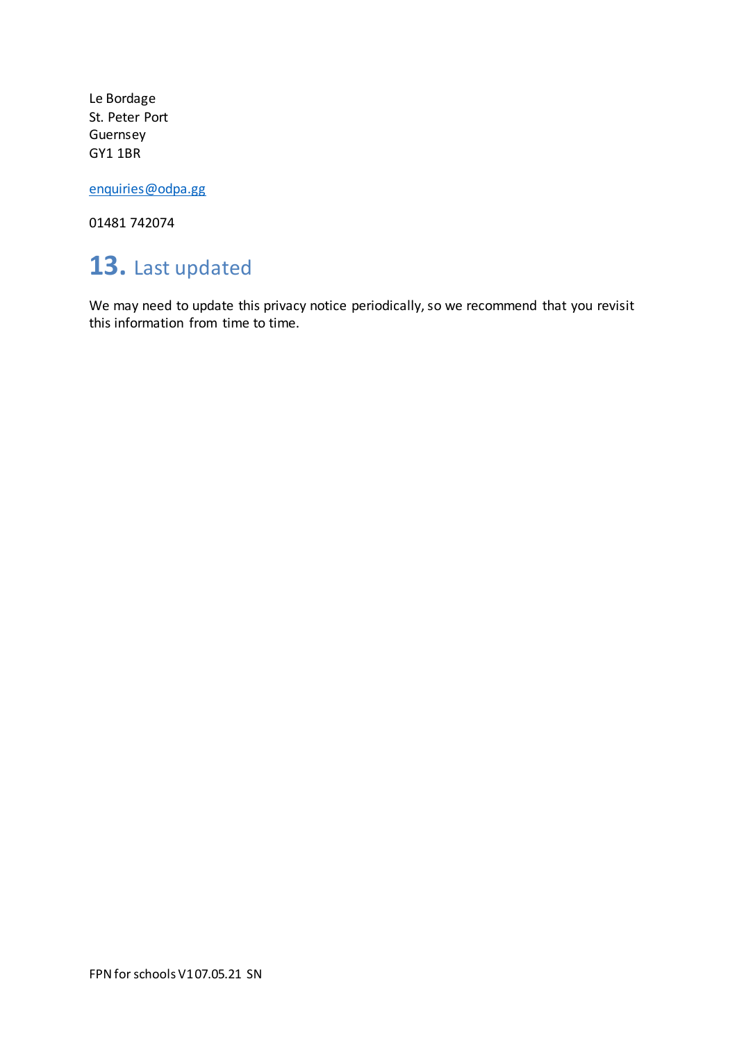Le Bordage
St. Peter Port
Guernsey
GY1 1BR

enquiries@odpa.gg

01481 742074

## 13. Last updated

We may need to update this privacy notice periodically, so we recommend that you revisit this information from time to time.

FPN for schools V1 07.05.21 SN